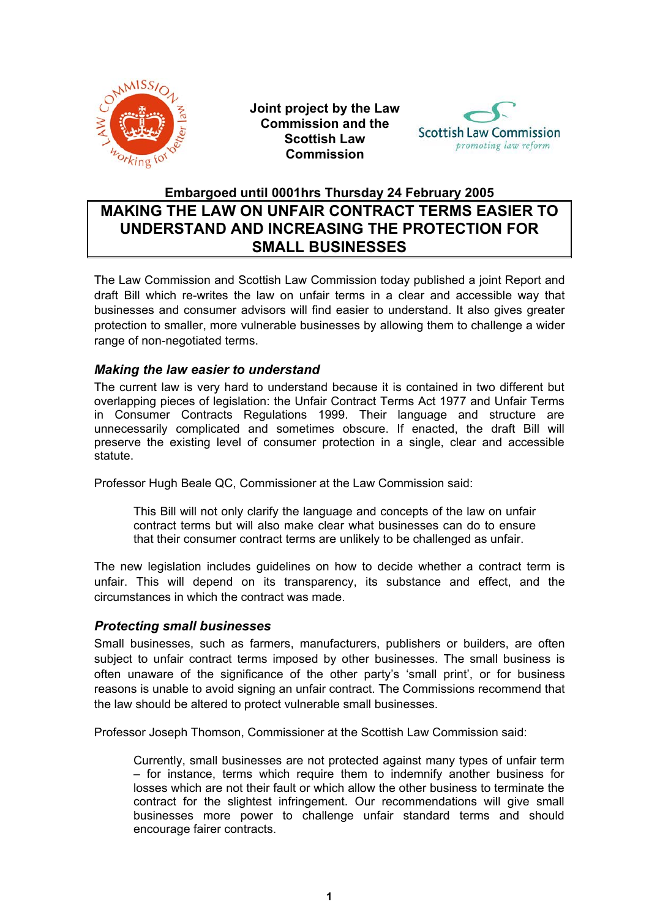Joint project by the Law Commission and the Scottish Law Commission

Scottish Law Commission
promoting law reform

**Embargoed until 0001hrs Thursday 24 February 2005**

# MAKING THE LAW ON UNFAIR CONTRACT TERMS EASIER TO UNDERSTAND AND INCREASING THE PROTECTION FOR SMALL BUSINESSES

The Law Commission and Scottish Law Commission today published a joint Report and draft Bill which re-writes the law on unfair terms in a clear and accessible way that businesses and consumer advisors will find easier to understand. It also gives greater protection to smaller, more vulnerable businesses by allowing them to challenge a wider range of non-negotiated terms.

### *Making the law easier to understand*

The current law is very hard to understand because it is contained in two different but overlapping pieces of legislation: the Unfair Contract Terms Act 1977 and Unfair Terms in Consumer Contracts Regulations 1999. Their language and structure are unnecessarily complicated and sometimes obscure. If enacted, the draft Bill will preserve the existing level of consumer protection in a single, clear and accessible statute.

Professor Hugh Beale QC, Commissioner at the Law Commission said:

> This Bill will not only clarify the language and concepts of the law on unfair contract terms but will also make clear what businesses can do to ensure that their consumer contract terms are unlikely to be challenged as unfair.

The new legislation includes guidelines on how to decide whether a contract term is unfair. This will depend on its transparency, its substance and effect, and the circumstances in which the contract was made.

### *Protecting small businesses*

Small businesses, such as farmers, manufacturers, publishers or builders, are often subject to unfair contract terms imposed by other businesses. The small business is often unaware of the significance of the other party's 'small print', or for business reasons is unable to avoid signing an unfair contract. The Commissions recommend that the law should be altered to protect vulnerable small businesses.

Professor Joseph Thomson, Commissioner at the Scottish Law Commission said:

> Currently, small businesses are not protected against many types of unfair term – for instance, terms which require them to indemnify another business for losses which are not their fault or which allow the other business to terminate the contract for the slightest infringement. Our recommendations will give small businesses more power to challenge unfair standard terms and should encourage fairer contracts.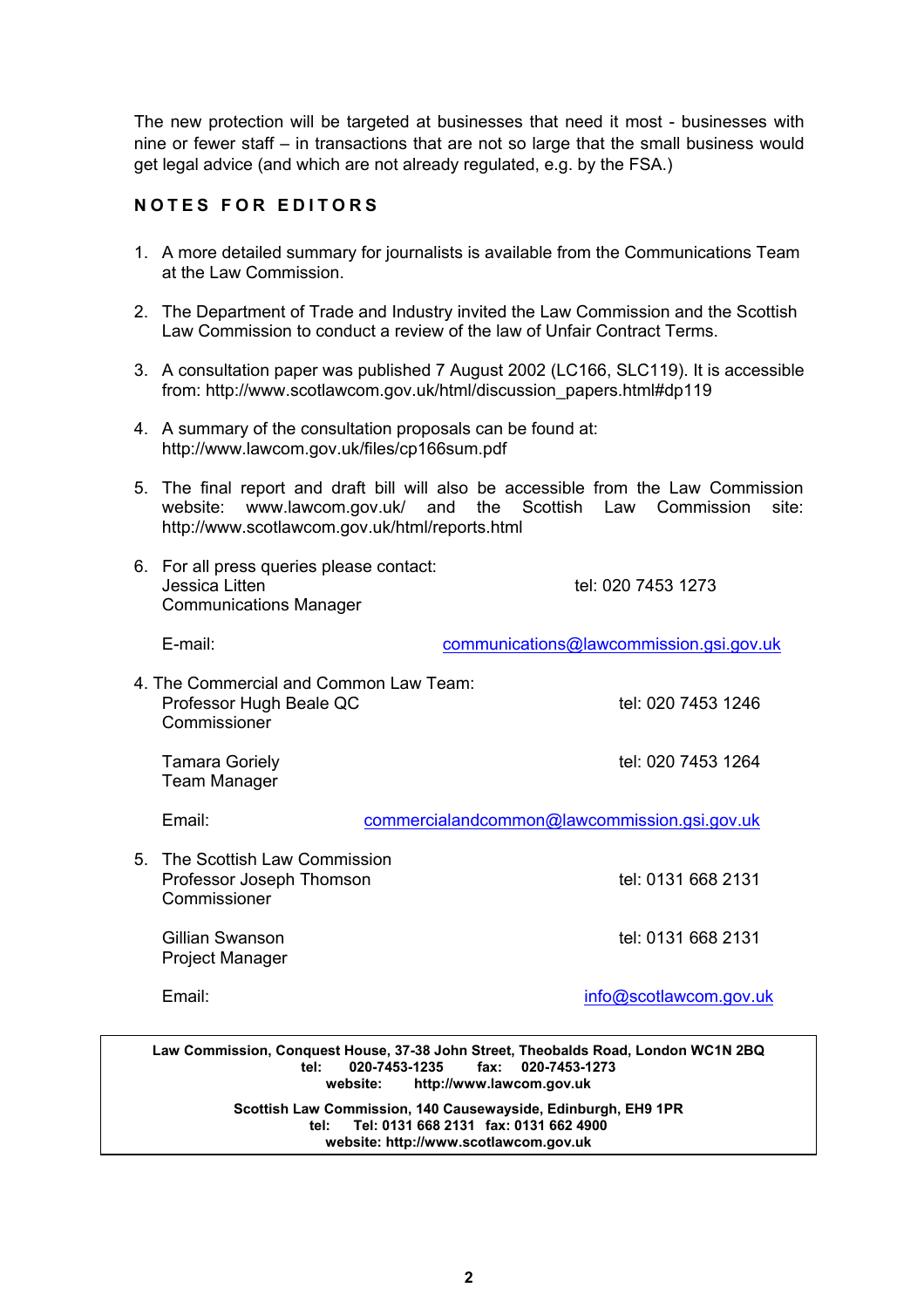The new protection will be targeted at businesses that need it most - businesses with nine or fewer staff – in transactions that are not so large that the small business would get legal advice (and which are not already regulated, e.g. by the FSA.)

## NOTES FOR EDITORS

1. A more detailed summary for journalists is available from the Communications Team at the Law Commission.

2. The Department of Trade and Industry invited the Law Commission and the Scottish Law Commission to conduct a review of the law of Unfair Contract Terms.

3. A consultation paper was published 7 August 2002 (LC166, SLC119). It is accessible from: http://www.scotlawcom.gov.uk/html/discussion_papers.html#dp119

4. A summary of the consultation proposals can be found at: http://www.lawcom.gov.uk/files/cp166sum.pdf

5. The final report and draft bill will also be accessible from the Law Commission website: www.lawcom.gov.uk/ and the Scottish Law Commission site: http://www.scotlawcom.gov.uk/html/reports.html

6. For all press queries please contact:
   Jessica Litten — tel: 020 7453 1273
   Communications Manager

   E-mail: communications@lawcommission.gsi.gov.uk

4. The Commercial and Common Law Team:
   Professor Hugh Beale QC — tel: 020 7453 1246
   Commissioner

   Tamara Goriely — tel: 020 7453 1264
   Team Manager

   Email: commercialandcommon@lawcommission.gsi.gov.uk

5. The Scottish Law Commission
   Professor Joseph Thomson — tel: 0131 668 2131
   Commissioner

   Gillian Swanson — tel: 0131 668 2131
   Project Manager

   Email: info@scotlawcom.gov.uk

**Law Commission, Conquest House, 37-38 John Street, Theobalds Road, London WC1N 2BQ**
**tel: 020-7453-1235 fax: 020-7453-1273**
**website: http://www.lawcom.gov.uk**

**Scottish Law Commission, 140 Causewayside, Edinburgh, EH9 1PR**
**tel: Tel: 0131 668 2131 fax: 0131 662 4900**
**website: http://www.scotlawcom.gov.uk**